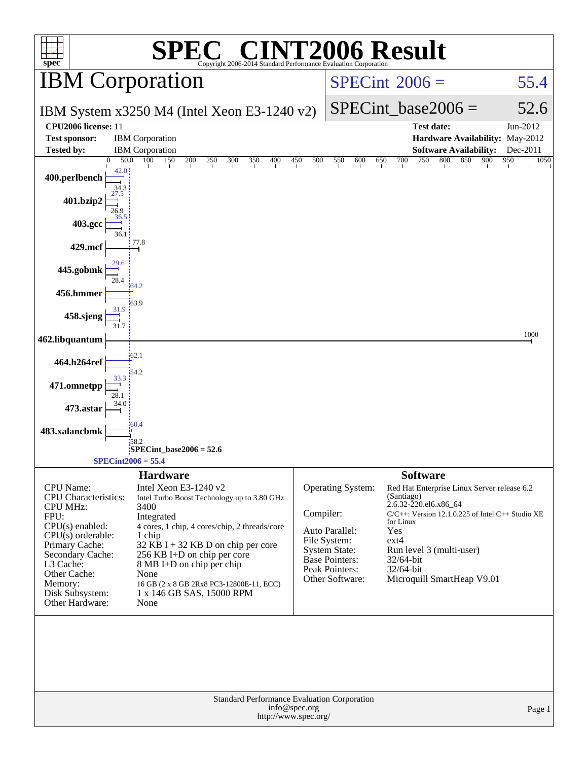# SPEC® CINT2006 Result

Copyright 2006-2014 Standard Performance Evaluation Corporation

## IBM Corporation

IBM System x3250 M4 (Intel Xeon E3-1240 v2)

SPECint 2006 = 55.4

SPECint_base2006 = 52.6

| | | | |
|---|---|---|---|
| **CPU2006 license:** | 11 | **Test date:** | Jun-2012 |
| **Test sponsor:** | IBM Corporation | **Hardware Availability:** | May-2012 |
| **Tested by:** | IBM Corporation | **Software Availability:** | Dec-2011 |

| Benchmark | Peak | Base |
|---|---|---|
| 400.perlbench | 42.0 | 34.3 |
| 401.bzip2 | 27.5 | 26.9 |
| 403.gcc | 36.5 | 36.1 |
| 429.mcf | | 77.8 |
| 445.gobmk | 29.6 | 28.4 |
| 456.hmmer | 64.2 | 63.9 |
| 458.sjeng | 31.9 | 31.7 |
| 462.libquantum | | 1000 |
| 464.h264ref | 62.1 | 54.2 |
| 471.omnetpp | 33.3 | 28.1 |
| 473.astar | | 34.0 |
| 483.xalancbmk | 60.4 | 58.2 |

SPECint_base2006 = 52.6

SPECint2006 = 55.4

### Hardware

| | |
|---|---|
| CPU Name: | Intel Xeon E3-1240 v2 |
| CPU Characteristics: | Intel Turbo Boost Technology up to 3.80 GHz |
| CPU MHz: | 3400 |
| FPU: | Integrated |
| CPU(s) enabled: | 4 cores, 1 chip, 4 cores/chip, 2 threads/core |
| CPU(s) orderable: | 1 chip |
| Primary Cache: | 32 KB I + 32 KB D on chip per core |
| Secondary Cache: | 256 KB I+D on chip per core |
| L3 Cache: | 8 MB I+D on chip per chip |
| Other Cache: | None |
| Memory: | 16 GB (2 x 8 GB 2Rx8 PC3-12800E-11, ECC) |
| Disk Subsystem: | 1 x 146 GB SAS, 15000 RPM |
| Other Hardware: | None |

### Software

| | |
|---|---|
| Operating System: | Red Hat Enterprise Linux Server release 6.2 (Santiago) 2.6.32-220.el6.x86_64 |
| Compiler: | C/C++: Version 12.1.0.225 of Intel C++ Studio XE for Linux |
| Auto Parallel: | Yes |
| File System: | ext4 |
| System State: | Run level 3 (multi-user) |
| Base Pointers: | 32/64-bit |
| Peak Pointers: | 32/64-bit |
| Other Software: | Microquill SmartHeap V9.01 |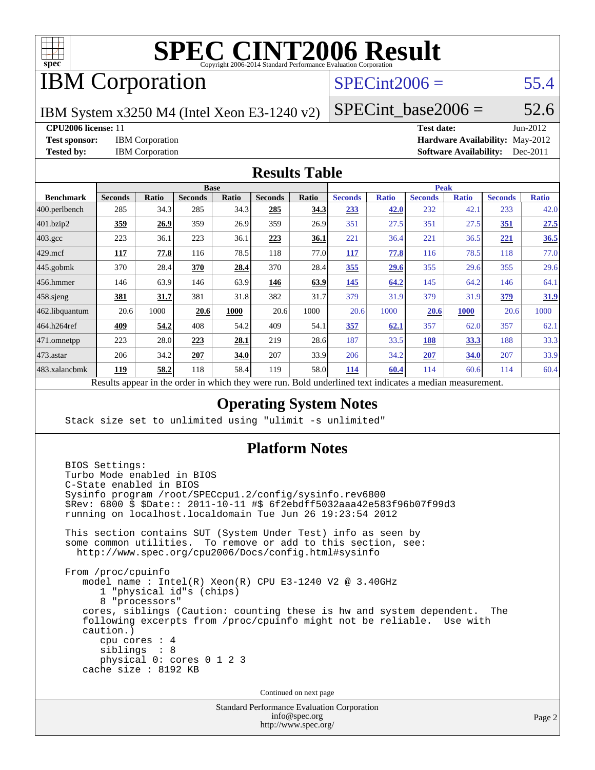# SPEC CINT2006 Result

Copyright 2006-2014 Standard Performance Evaluation Corporation

# IBM Corporation

IBM System x3250 M4 (Intel Xeon E3-1240 v2)

SPECint2006 = 55.4

SPECint_base2006 = 52.6

**CPU2006 license:** 11
**Test sponsor:** IBM Corporation
**Tested by:** IBM Corporation

**Test date:** Jun-2012
**Hardware Availability:** May-2012
**Software Availability:** Dec-2011

## Results Table

| Benchmark | Base | | | | | | Peak | | | | | |
|---|---|---|---|---|---|---|---|---|---|---|---|---|
| | Seconds | Ratio | Seconds | Ratio | Seconds | Ratio | Seconds | Ratio | Seconds | Ratio | Seconds | Ratio |
| 400.perlbench | 285 | 34.3 | 285 | 34.3 | **285** | **34.3** | **233** | **42.0** | 232 | 42.1 | 233 | 42.0 |
| 401.bzip2 | **359** | **26.9** | 359 | 26.9 | 359 | 26.9 | 351 | 27.5 | 351 | 27.5 | **351** | **27.5** |
| 403.gcc | 223 | 36.1 | 223 | 36.1 | **223** | **36.1** | 221 | 36.4 | 221 | 36.5 | **221** | **36.5** |
| 429.mcf | **117** | **77.8** | 116 | 78.5 | 118 | 77.0 | **117** | **77.8** | 116 | 78.5 | 118 | 77.0 |
| 445.gobmk | 370 | 28.4 | **370** | **28.4** | 370 | 28.4 | **355** | **29.6** | 355 | 29.6 | 355 | 29.6 |
| 456.hmmer | 146 | 63.9 | 146 | 63.9 | **146** | **63.9** | **145** | **64.2** | 145 | 64.2 | 146 | 64.1 |
| 458.sjeng | **381** | **31.7** | 381 | 31.8 | 382 | 31.7 | 379 | 31.9 | 379 | 31.9 | **379** | **31.9** |
| 462.libquantum | 20.6 | 1000 | **20.6** | **1000** | 20.6 | 1000 | 20.6 | 1000 | **20.6** | **1000** | 20.6 | 1000 |
| 464.h264ref | **409** | **54.2** | 408 | 54.2 | 409 | 54.1 | **357** | **62.1** | 357 | 62.0 | 357 | 62.1 |
| 471.omnetpp | 223 | 28.0 | **223** | **28.1** | 219 | 28.6 | 187 | 33.5 | **188** | **33.3** | 188 | 33.3 |
| 473.astar | 206 | 34.2 | **207** | **34.0** | 207 | 33.9 | 206 | 34.2 | **207** | **34.0** | 207 | 33.9 |
| 483.xalancbmk | **119** | **58.2** | 118 | 58.4 | 119 | 58.0 | **114** | **60.4** | 114 | 60.6 | 114 | 60.4 |

Results appear in the order in which they were run. Bold underlined text indicates a median measurement.

## Operating System Notes

```
Stack size set to unlimited using "ulimit -s unlimited"
```

## Platform Notes

```
BIOS Settings:
Turbo Mode enabled in BIOS
C-State enabled in BIOS
Sysinfo program /root/SPECcpu1.2/config/sysinfo.rev6800
$Rev: 6800 $ $Date:: 2011-10-11 #$ 6f2ebdff5032aaa42e583f96b07f99d3
running on localhost.localdomain Tue Jun 26 19:23:54 2012

This section contains SUT (System Under Test) info as seen by
some common utilities.  To remove or add to this section, see:
  http://www.spec.org/cpu2006/Docs/config.html#sysinfo

From /proc/cpuinfo
   model name : Intel(R) Xeon(R) CPU E3-1240 V2 @ 3.40GHz
      1 "physical id"s (chips)
      8 "processors"
   cores, siblings (Caution: counting these is hw and system dependent.  The
   following excerpts from /proc/cpuinfo might not be reliable.  Use with
   caution.)
      cpu cores : 4
      siblings  : 8
      physical 0: cores 0 1 2 3
   cache size : 8192 KB
```

Continued on next page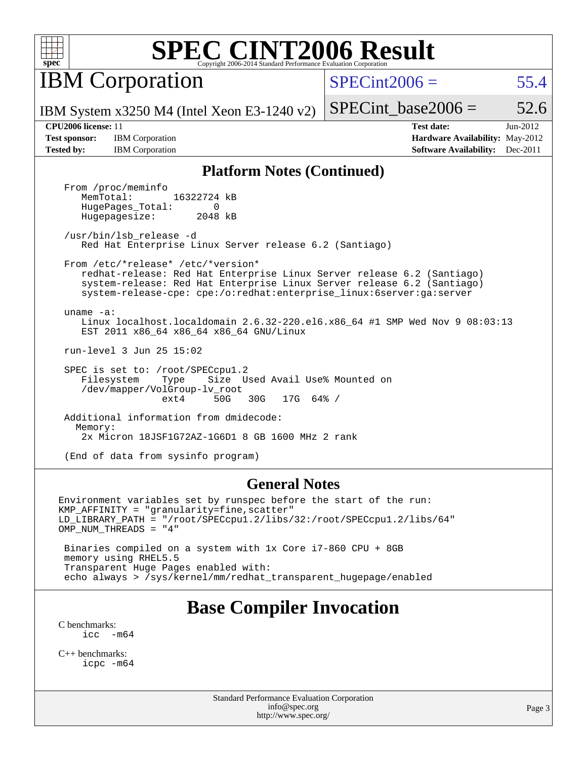# SPEC CINT2006 Result

Copyright 2006-2014 Standard Performance Evaluation Corporation

## IBM Corporation

IBM System x3250 M4 (Intel Xeon E3-1240 v2)

SPECint2006 = 55.4

SPECint_base2006 = 52.6

**CPU2006 license:** 11
**Test sponsor:** IBM Corporation
**Tested by:** IBM Corporation

**Test date:** Jun-2012
**Hardware Availability:** May-2012
**Software Availability:** Dec-2011

### Platform Notes (Continued)

```
From /proc/meminfo
   MemTotal:        16322724 kB
   HugePages_Total:        0
   Hugepagesize:        2048 kB

/usr/bin/lsb_release -d
   Red Hat Enterprise Linux Server release 6.2 (Santiago)

From /etc/*release* /etc/*version*
   redhat-release: Red Hat Enterprise Linux Server release 6.2 (Santiago)
   system-release: Red Hat Enterprise Linux Server release 6.2 (Santiago)
   system-release-cpe: cpe:/o:redhat:enterprise_linux:6server:ga:server

uname -a:
   Linux localhost.localdomain 2.6.32-220.el6.x86_64 #1 SMP Wed Nov 9 08:03:13
   EST 2011 x86_64 x86_64 x86_64 GNU/Linux

run-level 3 Jun 25 15:02

SPEC is set to: /root/SPECcpu1.2
   Filesystem    Type    Size  Used Avail Use% Mounted on
   /dev/mapper/VolGroup-lv_root
                 ext4     50G   30G   17G  64% /

Additional information from dmidecode:
  Memory:
   2x Micron 18JSF1G72AZ-1G6D1 8 GB 1600 MHz 2 rank

(End of data from sysinfo program)
```

### General Notes

```
Environment variables set by runspec before the start of the run:
KMP_AFFINITY = "granularity=fine,scatter"
LD_LIBRARY_PATH = "/root/SPECcpu1.2/libs/32:/root/SPECcpu1.2/libs/64"
OMP_NUM_THREADS = "4"

 Binaries compiled on a system with 1x Core i7-860 CPU + 8GB
 memory using RHEL5.5
 Transparent Huge Pages enabled with:
 echo always > /sys/kernel/mm/redhat_transparent_hugepage/enabled
```

## Base Compiler Invocation

C benchmarks:
```
icc  -m64
```

C++ benchmarks:
```
icpc -m64
```

Standard Performance Evaluation Corporation
info@spec.org
http://www.spec.org/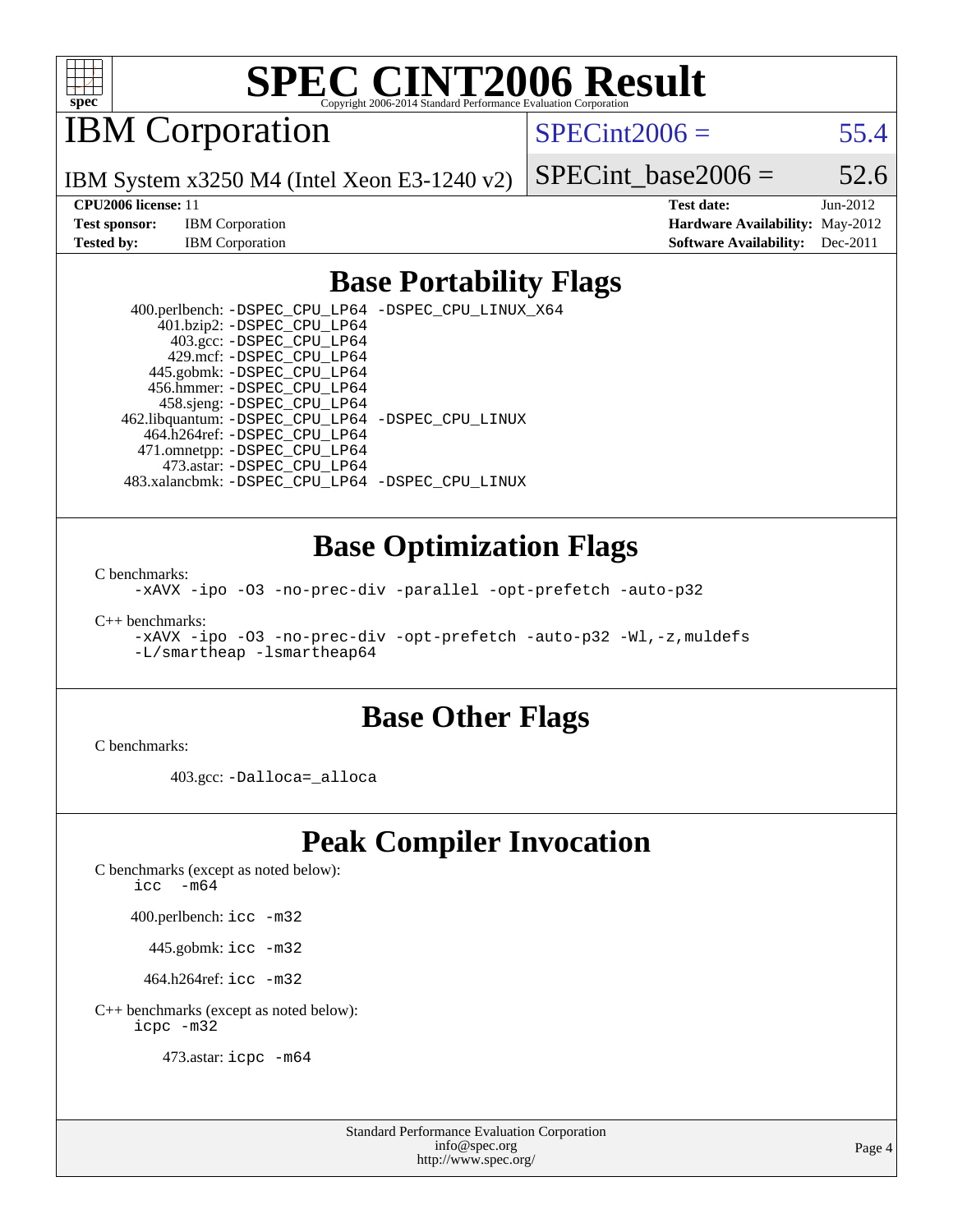# SPEC CINT2006 Result

## IBM Corporation

IBM System x3250 M4 (Intel Xeon E3-1240 v2)

SPECint2006 = 55.4

SPECint_base2006 = 52.6

**CPU2006 license:** 11
**Test sponsor:** IBM Corporation
**Tested by:** IBM Corporation

**Test date:** Jun-2012
**Hardware Availability:** May-2012
**Software Availability:** Dec-2011

## Base Portability Flags

400.perlbench: `-DSPEC_CPU_LP64 -DSPEC_CPU_LINUX_X64`
401.bzip2: `-DSPEC_CPU_LP64`
403.gcc: `-DSPEC_CPU_LP64`
429.mcf: `-DSPEC_CPU_LP64`
445.gobmk: `-DSPEC_CPU_LP64`
456.hmmer: `-DSPEC_CPU_LP64`
458.sjeng: `-DSPEC_CPU_LP64`
462.libquantum: `-DSPEC_CPU_LP64 -DSPEC_CPU_LINUX`
464.h264ref: `-DSPEC_CPU_LP64`
471.omnetpp: `-DSPEC_CPU_LP64`
473.astar: `-DSPEC_CPU_LP64`
483.xalancbmk: `-DSPEC_CPU_LP64 -DSPEC_CPU_LINUX`

## Base Optimization Flags

C benchmarks:
`-xAVX -ipo -O3 -no-prec-div -parallel -opt-prefetch -auto-p32`

C++ benchmarks:
`-xAVX -ipo -O3 -no-prec-div -opt-prefetch -auto-p32 -Wl,-z,muldefs -L/smartheap -lsmartheap64`

## Base Other Flags

C benchmarks:

403.gcc: `-Dalloca=_alloca`

## Peak Compiler Invocation

C benchmarks (except as noted below):
`icc -m64`

400.perlbench: `icc -m32`

445.gobmk: `icc -m32`

464.h264ref: `icc -m32`

C++ benchmarks (except as noted below):
`icpc -m32`

473.astar: `icpc -m64`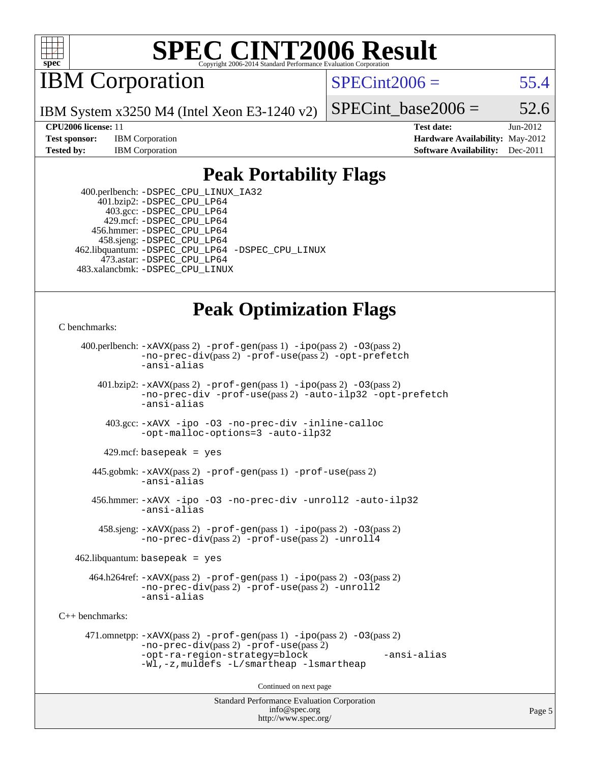# SPEC CINT2006 Result

Copyright 2006-2014 Standard Performance Evaluation Corporation

## IBM Corporation

IBM System x3250 M4 (Intel Xeon E3-1240 v2)

SPECint2006 = 55.4

SPECint_base2006 = 52.6

| | | | |
|---|---|---|---|
| **CPU2006 license:** 11 | | **Test date:** | Jun-2012 |
| **Test sponsor:** | IBM Corporation | **Hardware Availability:** | May-2012 |
| **Tested by:** | IBM Corporation | **Software Availability:** | Dec-2011 |

## Peak Portability Flags

400.perlbench: -DSPEC_CPU_LINUX_IA32
401.bzip2: -DSPEC_CPU_LP64
403.gcc: -DSPEC_CPU_LP64
429.mcf: -DSPEC_CPU_LP64
456.hmmer: -DSPEC_CPU_LP64
458.sjeng: -DSPEC_CPU_LP64
462.libquantum: -DSPEC_CPU_LP64 -DSPEC_CPU_LINUX
473.astar: -DSPEC_CPU_LP64
483.xalancbmk: -DSPEC_CPU_LINUX

## Peak Optimization Flags

C benchmarks:

400.perlbench: -xAVX(pass 2) -prof-gen(pass 1) -ipo(pass 2) -O3(pass 2) -no-prec-div(pass 2) -prof-use(pass 2) -opt-prefetch -ansi-alias

401.bzip2: -xAVX(pass 2) -prof-gen(pass 1) -ipo(pass 2) -O3(pass 2) -no-prec-div -prof-use(pass 2) -auto-ilp32 -opt-prefetch -ansi-alias

403.gcc: -xAVX -ipo -O3 -no-prec-div -inline-calloc -opt-malloc-options=3 -auto-ilp32

429.mcf: basepeak = yes

445.gobmk: -xAVX(pass 2) -prof-gen(pass 1) -prof-use(pass 2) -ansi-alias

456.hmmer: -xAVX -ipo -O3 -no-prec-div -unroll2 -auto-ilp32 -ansi-alias

458.sjeng: -xAVX(pass 2) -prof-gen(pass 1) -ipo(pass 2) -O3(pass 2) -no-prec-div(pass 2) -prof-use(pass 2) -unroll4

462.libquantum: basepeak = yes

464.h264ref: -xAVX(pass 2) -prof-gen(pass 1) -ipo(pass 2) -O3(pass 2) -no-prec-div(pass 2) -prof-use(pass 2) -unroll2 -ansi-alias

C++ benchmarks:

471.omnetpp: -xAVX(pass 2) -prof-gen(pass 1) -ipo(pass 2) -O3(pass 2) -no-prec-div(pass 2) -prof-use(pass 2) -opt-ra-region-strategy=block -ansi-alias -Wl,-z,muldefs -L/smartheap -lsmartheap

Continued on next page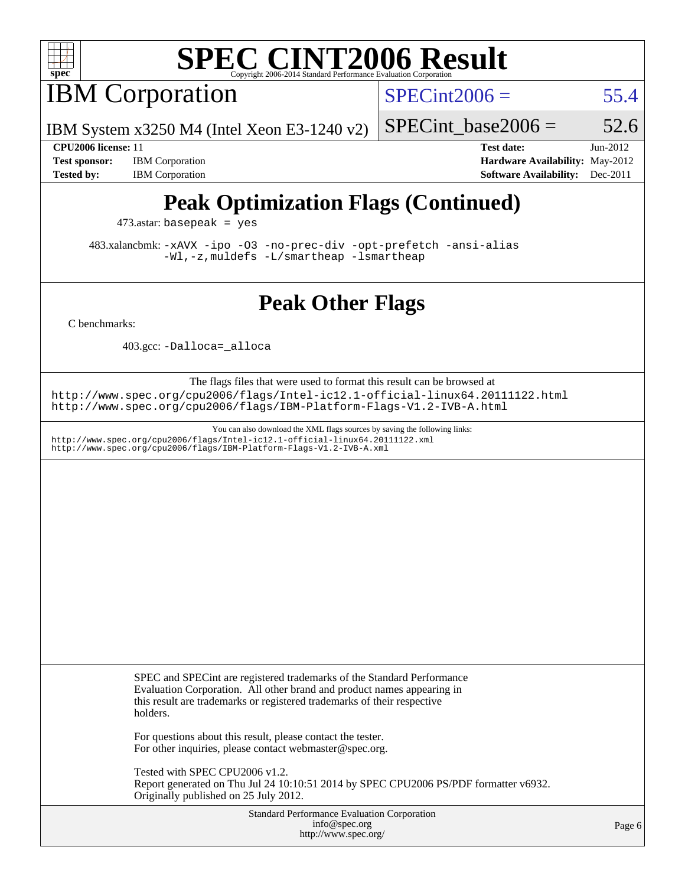# Peak Optimization Flags (Continued)

473.astar: basepeak = yes

483.xalancbmk: -xAVX -ipo -O3 -no-prec-div -opt-prefetch -ansi-alias -Wl,-z,muldefs -L/smartheap -lsmartheap

# Peak Other Flags

C benchmarks:

403.gcc: -Dalloca=_alloca

The flags files that were used to format this result can be browsed at
http://www.spec.org/cpu2006/flags/Intel-ic12.1-official-linux64.20111122.html
http://www.spec.org/cpu2006/flags/IBM-Platform-Flags-V1.2-IVB-A.html

You can also download the XML flags sources by saving the following links:
http://www.spec.org/cpu2006/flags/Intel-ic12.1-official-linux64.20111122.xml
http://www.spec.org/cpu2006/flags/IBM-Platform-Flags-V1.2-IVB-A.xml

SPEC and SPECint are registered trademarks of the Standard Performance Evaluation Corporation. All other brand and product names appearing in this result are trademarks or registered trademarks of their respective holders.

For questions about this result, please contact the tester.
For other inquiries, please contact webmaster@spec.org.

Tested with SPEC CPU2006 v1.2.
Report generated on Thu Jul 24 10:10:51 2014 by SPEC CPU2006 PS/PDF formatter v6932.
Originally published on 25 July 2012.